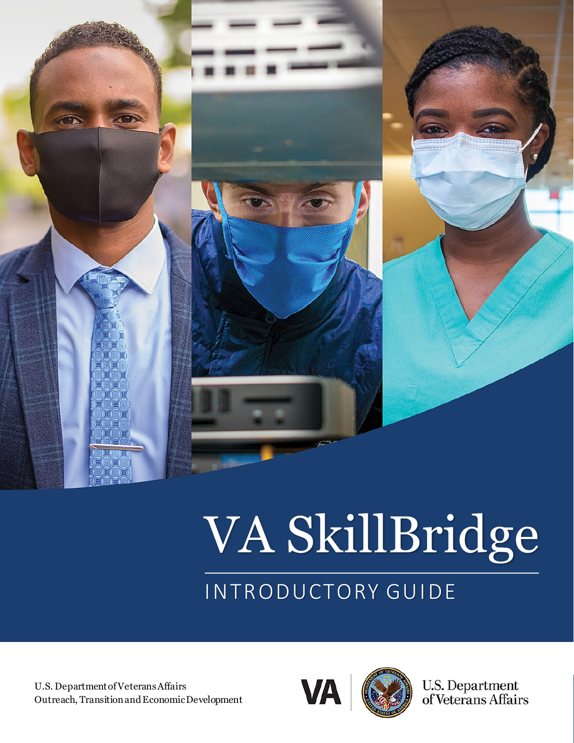# VA SkillBridge

## INTRODUCTORY GUIDE

U.S. Department of Veterans Affairs
Outreach, Transition and Economic Development

VA | U.S. Department of Veterans Affairs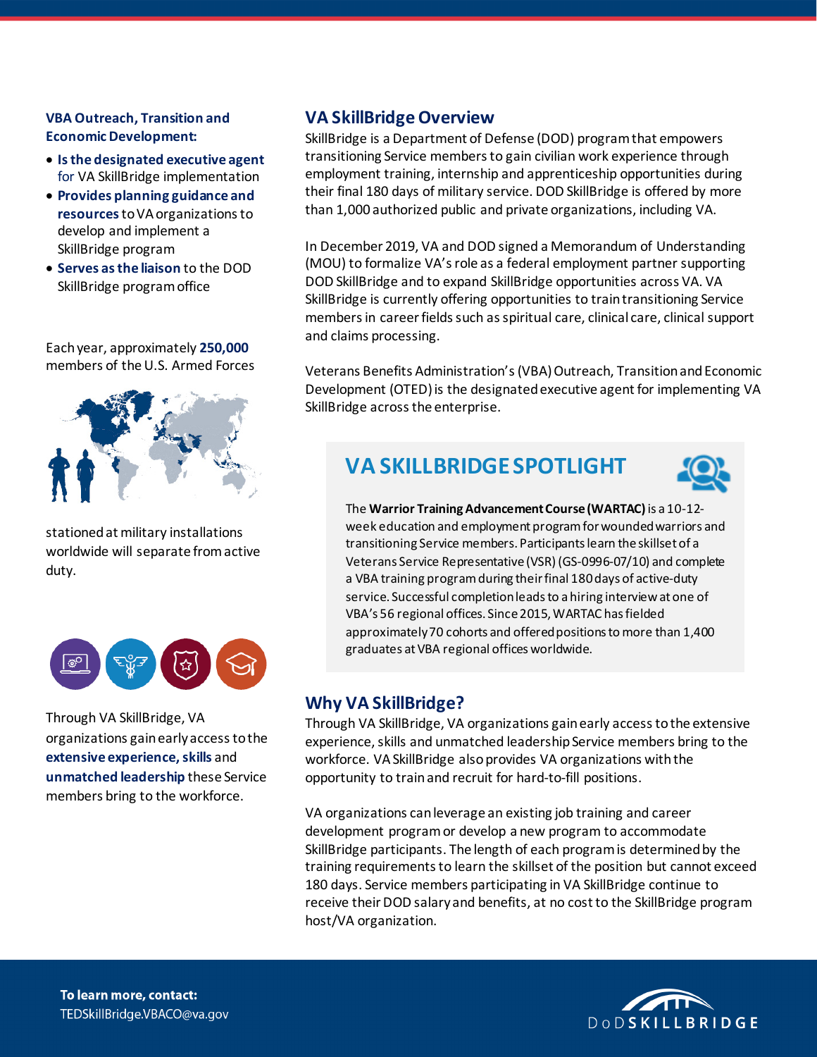**VBA Outreach, Transition and Economic Development:**

- **Is the designated executive agent** for VA SkillBridge implementation
- **Provides planning guidance and resources** to VA organizations to develop and implement a SkillBridge program
- **Serves as the liaison** to the DOD SkillBridge program office

Each year, approximately **250,000** members of the U.S. Armed Forces stationed at military installations worldwide will separate from active duty.

Through VA SkillBridge, VA organizations gain early access to the **extensive experience, skills** and **unmatched leadership** these Service members bring to the workforce.

## VA SkillBridge Overview

SkillBridge is a Department of Defense (DOD) program that empowers transitioning Service members to gain civilian work experience through employment training, internship and apprenticeship opportunities during their final 180 days of military service. DOD SkillBridge is offered by more than 1,000 authorized public and private organizations, including VA.

In December 2019, VA and DOD signed a Memorandum of Understanding (MOU) to formalize VA's role as a federal employment partner supporting DOD SkillBridge and to expand SkillBridge opportunities across VA. VA SkillBridge is currently offering opportunities to train transitioning Service members in career fields such as spiritual care, clinical care, clinical support and claims processing.

Veterans Benefits Administration's (VBA) Outreach, Transition and Economic Development (OTED) is the designated executive agent for implementing VA SkillBridge across the enterprise.

### VA SKILLBRIDGE SPOTLIGHT

The **Warrior Training Advancement Course (WARTAC)** is a 10-12-week education and employment program for wounded warriors and transitioning Service members. Participants learn the skillset of a Veterans Service Representative (VSR) (GS-0996-07/10) and complete a VBA training program during their final 180 days of active-duty service. Successful completion leads to a hiring interview at one of VBA's 56 regional offices. Since 2015, WARTAC has fielded approximately 70 cohorts and offered positions to more than 1,400 graduates at VBA regional offices worldwide.

## Why VA SkillBridge?

Through VA SkillBridge, VA organizations gain early access to the extensive experience, skills and unmatched leadership Service members bring to the workforce. VA SkillBridge also provides VA organizations with the opportunity to train and recruit for hard-to-fill positions.

VA organizations can leverage an existing job training and career development program or develop a new program to accommodate SkillBridge participants. The length of each program is determined by the training requirements to learn the skillset of the position but cannot exceed 180 days. Service members participating in VA SkillBridge continue to receive their DOD salary and benefits, at no cost to the SkillBridge program host/VA organization.

**To learn more, contact:**
TEDSkillBridge.VBACO@va.gov

DoD SKILLBRIDGE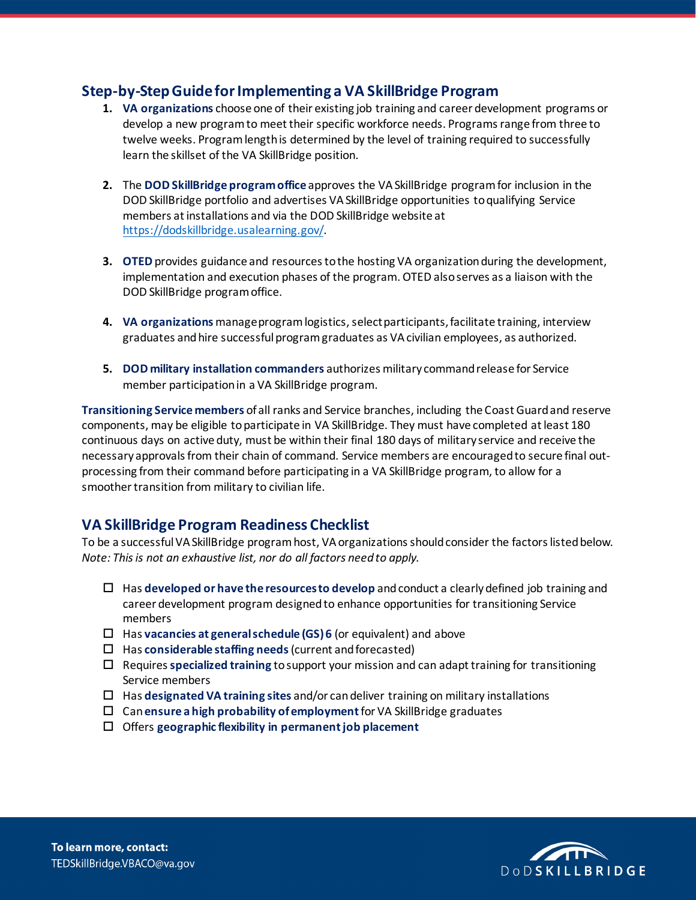## Step-by-Step Guide for Implementing a VA SkillBridge Program

1. **VA organizations** choose one of their existing job training and career development programs or develop a new program to meet their specific workforce needs. Programs range from three to twelve weeks. Program length is determined by the level of training required to successfully learn the skillset of the VA SkillBridge position.

2. The **DOD SkillBridge program office** approves the VA SkillBridge program for inclusion in the DOD SkillBridge portfolio and advertises VA SkillBridge opportunities to qualifying Service members at installations and via the DOD SkillBridge website at https://dodskillbridge.usalearning.gov/.

3. **OTED** provides guidance and resources to the hosting VA organization during the development, implementation and execution phases of the program. OTED also serves as a liaison with the DOD SkillBridge program office.

4. **VA organizations** manage program logistics, select participants, facilitate training, interview graduates and hire successful program graduates as VA civilian employees, as authorized.

5. **DOD military installation commanders** authorizes military command release for Service member participation in a VA SkillBridge program.

**Transitioning Service members** of all ranks and Service branches, including the Coast Guard and reserve components, may be eligible to participate in VA SkillBridge. They must have completed at least 180 continuous days on active duty, must be within their final 180 days of military service and receive the necessary approvals from their chain of command. Service members are encouraged to secure final out-processing from their command before participating in a VA SkillBridge program, to allow for a smoother transition from military to civilian life.

## VA SkillBridge Program Readiness Checklist

To be a successful VA SkillBridge program host, VA organizations should consider the factors listed below. *Note: This is not an exhaustive list, nor do all factors need to apply.*

- [ ] Has **developed or have the resources to develop** and conduct a clearly defined job training and career development program designed to enhance opportunities for transitioning Service members
- [ ] Has **vacancies at general schedule (GS) 6** (or equivalent) and above
- [ ] Has **considerable staffing needs** (current and forecasted)
- [ ] Requires **specialized training** to support your mission and can adapt training for transitioning Service members
- [ ] Has **designated VA training sites** and/or can deliver training on military installations
- [ ] Can **ensure a high probability of employment** for VA SkillBridge graduates
- [ ] Offers **geographic flexibility in permanent job placement**

**To learn more, contact:**
TEDSkillBridge.VBACO@va.gov

DoD SKILLBRIDGE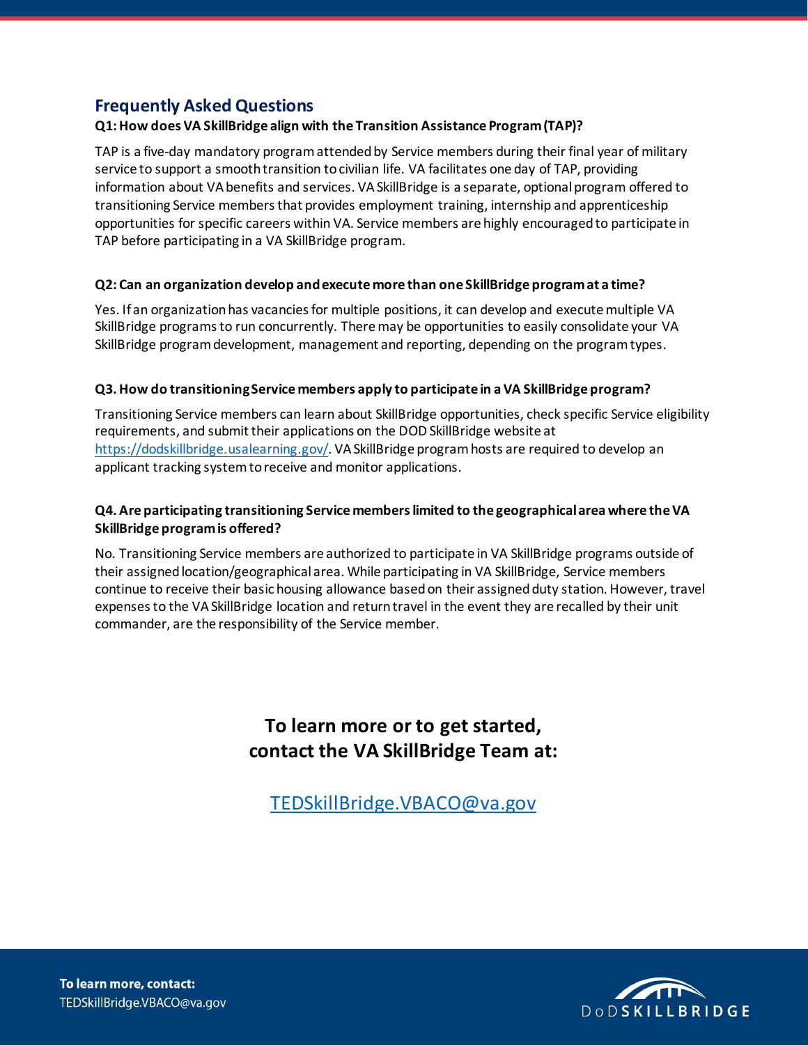## Frequently Asked Questions

**Q1: How does VA SkillBridge align with the Transition Assistance Program (TAP)?**

TAP is a five-day mandatory program attended by Service members during their final year of military service to support a smooth transition to civilian life. VA facilitates one day of TAP, providing information about VA benefits and services. VA SkillBridge is a separate, optional program offered to transitioning Service members that provides employment training, internship and apprenticeship opportunities for specific careers within VA. Service members are highly encouraged to participate in TAP before participating in a VA SkillBridge program.

**Q2: Can an organization develop and execute more than one SkillBridge program at a time?**

Yes. If an organization has vacancies for multiple positions, it can develop and execute multiple VA SkillBridge programs to run concurrently. There may be opportunities to easily consolidate your VA SkillBridge program development, management and reporting, depending on the program types.

**Q3. How do transitioning Service members apply to participate in a VA SkillBridge program?**

Transitioning Service members can learn about SkillBridge opportunities, check specific Service eligibility requirements, and submit their applications on the DOD SkillBridge website at https://dodskillbridge.usalearning.gov/. VA SkillBridge program hosts are required to develop an applicant tracking system to receive and monitor applications.

**Q4. Are participating transitioning Service members limited to the geographical area where the VA SkillBridge program is offered?**

No. Transitioning Service members are authorized to participate in VA SkillBridge programs outside of their assigned location/geographical area. While participating in VA SkillBridge, Service members continue to receive their basic housing allowance based on their assigned duty station. However, travel expenses to the VA SkillBridge location and return travel in the event they are recalled by their unit commander, are the responsibility of the Service member.

**To learn more or to get started, contact the VA SkillBridge Team at:**

TEDSkillBridge.VBACO@va.gov